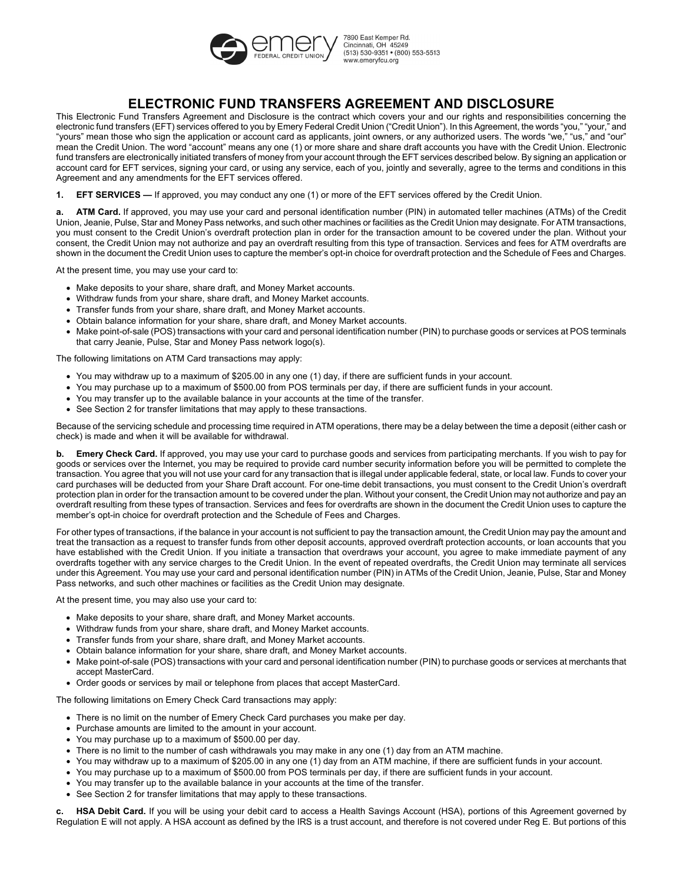emery FEDERAL CREDIT UNION

7890 East Kemper Rd.
Cincinnati, OH 45249
(513) 530-9351 • (800) 553-5513
www.emeryfcu.org

# ELECTRONIC FUND TRANSFERS AGREEMENT AND DISCLOSURE

This Electronic Fund Transfers Agreement and Disclosure is the contract which covers your and our rights and responsibilities concerning the electronic fund transfers (EFT) services offered to you by Emery Federal Credit Union ("Credit Union"). In this Agreement, the words "you," "your," and "yours" mean those who sign the application or account card as applicants, joint owners, or any authorized users. The words "we," "us," and "our" mean the Credit Union. The word "account" means any one (1) or more share and share draft accounts you have with the Credit Union. Electronic fund transfers are electronically initiated transfers of money from your account through the EFT services described below. By signing an application or account card for EFT services, signing your card, or using any service, each of you, jointly and severally, agree to the terms and conditions in this Agreement and any amendments for the EFT services offered.

**1. EFT SERVICES —** If approved, you may conduct any one (1) or more of the EFT services offered by the Credit Union.

**a. ATM Card.** If approved, you may use your card and personal identification number (PIN) in automated teller machines (ATMs) of the Credit Union, Jeanie, Pulse, Star and Money Pass networks, and such other machines or facilities as the Credit Union may designate. For ATM transactions, you must consent to the Credit Union's overdraft protection plan in order for the transaction amount to be covered under the plan. Without your consent, the Credit Union may not authorize and pay an overdraft resulting from this type of transaction. Services and fees for ATM overdrafts are shown in the document the Credit Union uses to capture the member's opt-in choice for overdraft protection and the Schedule of Fees and Charges.

At the present time, you may use your card to:

- Make deposits to your share, share draft, and Money Market accounts.
- Withdraw funds from your share, share draft, and Money Market accounts.
- Transfer funds from your share, share draft, and Money Market accounts.
- Obtain balance information for your share, share draft, and Money Market accounts.
- Make point-of-sale (POS) transactions with your card and personal identification number (PIN) to purchase goods or services at POS terminals that carry Jeanie, Pulse, Star and Money Pass network logo(s).

The following limitations on ATM Card transactions may apply:

- You may withdraw up to a maximum of $205.00 in any one (1) day, if there are sufficient funds in your account.
- You may purchase up to a maximum of $500.00 from POS terminals per day, if there are sufficient funds in your account.
- You may transfer up to the available balance in your accounts at the time of the transfer.
- See Section 2 for transfer limitations that may apply to these transactions.

Because of the servicing schedule and processing time required in ATM operations, there may be a delay between the time a deposit (either cash or check) is made and when it will be available for withdrawal.

**b. Emery Check Card.** If approved, you may use your card to purchase goods and services from participating merchants. If you wish to pay for goods or services over the Internet, you may be required to provide card number security information before you will be permitted to complete the transaction. You agree that you will not use your card for any transaction that is illegal under applicable federal, state, or local law. Funds to cover your card purchases will be deducted from your Share Draft account. For one-time debit transactions, you must consent to the Credit Union's overdraft protection plan in order for the transaction amount to be covered under the plan. Without your consent, the Credit Union may not authorize and pay an overdraft resulting from these types of transaction. Services and fees for overdrafts are shown in the document the Credit Union uses to capture the member's opt-in choice for overdraft protection and the Schedule of Fees and Charges.

For other types of transactions, if the balance in your account is not sufficient to pay the transaction amount, the Credit Union may pay the amount and treat the transaction as a request to transfer funds from other deposit accounts, approved overdraft protection accounts, or loan accounts that you have established with the Credit Union. If you initiate a transaction that overdraws your account, you agree to make immediate payment of any overdrafts together with any service charges to the Credit Union. In the event of repeated overdrafts, the Credit Union may terminate all services under this Agreement. You may use your card and personal identification number (PIN) in ATMs of the Credit Union, Jeanie, Pulse, Star and Money Pass networks, and such other machines or facilities as the Credit Union may designate.

At the present time, you may also use your card to:

- Make deposits to your share, share draft, and Money Market accounts.
- Withdraw funds from your share, share draft, and Money Market accounts.
- Transfer funds from your share, share draft, and Money Market accounts.
- Obtain balance information for your share, share draft, and Money Market accounts.
- Make point-of-sale (POS) transactions with your card and personal identification number (PIN) to purchase goods or services at merchants that accept MasterCard.
- Order goods or services by mail or telephone from places that accept MasterCard.

The following limitations on Emery Check Card transactions may apply:

- There is no limit on the number of Emery Check Card purchases you make per day.
- Purchase amounts are limited to the amount in your account.
- You may purchase up to a maximum of $500.00 per day.
- There is no limit to the number of cash withdrawals you may make in any one (1) day from an ATM machine.
- You may withdraw up to a maximum of $205.00 in any one (1) day from an ATM machine, if there are sufficient funds in your account.
- You may purchase up to a maximum of $500.00 from POS terminals per day, if there are sufficient funds in your account.
- You may transfer up to the available balance in your accounts at the time of the transfer.
- See Section 2 for transfer limitations that may apply to these transactions.

**c. HSA Debit Card.** If you will be using your debit card to access a Health Savings Account (HSA), portions of this Agreement governed by Regulation E will not apply. A HSA account as defined by the IRS is a trust account, and therefore is not covered under Reg E. But portions of this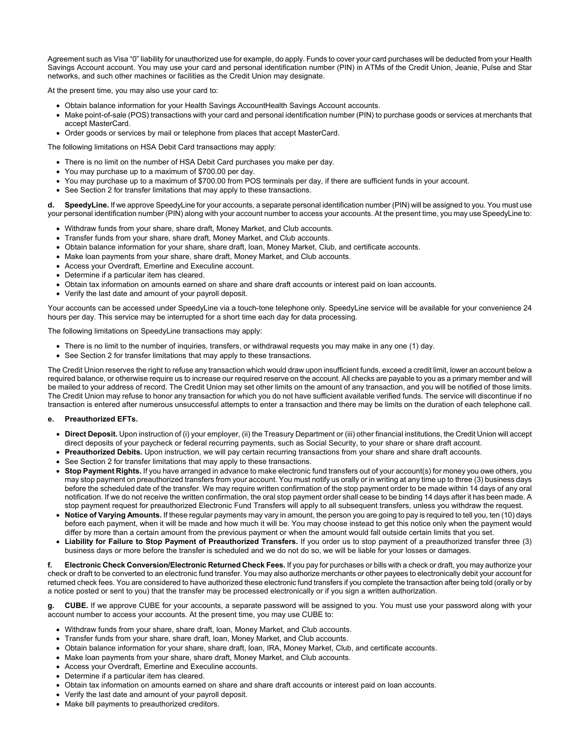Agreement such as Visa "0" liability for unauthorized use for example, do apply. Funds to cover your card purchases will be deducted from your Health Savings Account account. You may use your card and personal identification number (PIN) in ATMs of the Credit Union, Jeanie, Pulse and Star networks, and such other machines or facilities as the Credit Union may designate.

At the present time, you may also use your card to:

- Obtain balance information for your Health Savings AccountHealth Savings Account accounts.
- Make point-of-sale (POS) transactions with your card and personal identification number (PIN) to purchase goods or services at merchants that accept MasterCard.
- Order goods or services by mail or telephone from places that accept MasterCard.

The following limitations on HSA Debit Card transactions may apply:

- There is no limit on the number of HSA Debit Card purchases you make per day.
- You may purchase up to a maximum of $700.00 per day.
- You may purchase up to a maximum of $700.00 from POS terminals per day, if there are sufficient funds in your account.
- See Section 2 for transfer limitations that may apply to these transactions.

**d. SpeedyLine.** If we approve SpeedyLine for your accounts, a separate personal identification number (PIN) will be assigned to you. You must use your personal identification number (PIN) along with your account number to access your accounts. At the present time, you may use SpeedyLine to:

- Withdraw funds from your share, share draft, Money Market, and Club accounts.
- Transfer funds from your share, share draft, Money Market, and Club accounts.
- Obtain balance information for your share, share draft, loan, Money Market, Club, and certificate accounts.
- Make loan payments from your share, share draft, Money Market, and Club accounts.
- Access your Overdraft, Emerline and Execuline account.
- Determine if a particular item has cleared.
- Obtain tax information on amounts earned on share and share draft accounts or interest paid on loan accounts.
- Verify the last date and amount of your payroll deposit.

Your accounts can be accessed under SpeedyLine via a touch-tone telephone only. SpeedyLine service will be available for your convenience 24 hours per day. This service may be interrupted for a short time each day for data processing.

The following limitations on SpeedyLine transactions may apply:

- There is no limit to the number of inquiries, transfers, or withdrawal requests you may make in any one (1) day.
- See Section 2 for transfer limitations that may apply to these transactions.

The Credit Union reserves the right to refuse any transaction which would draw upon insufficient funds, exceed a credit limit, lower an account below a required balance, or otherwise require us to increase our required reserve on the account. All checks are payable to you as a primary member and will be mailed to your address of record. The Credit Union may set other limits on the amount of any transaction, and you will be notified of those limits. The Credit Union may refuse to honor any transaction for which you do not have sufficient available verified funds. The service will discontinue if no transaction is entered after numerous unsuccessful attempts to enter a transaction and there may be limits on the duration of each telephone call.

**e. Preauthorized EFTs.**

- **Direct Deposit.** Upon instruction of (i) your employer, (ii) the Treasury Department or (iii) other financial institutions, the Credit Union will accept direct deposits of your paycheck or federal recurring payments, such as Social Security, to your share or share draft account.
- **Preauthorized Debits.** Upon instruction, we will pay certain recurring transactions from your share and share draft accounts.
- See Section 2 for transfer limitations that may apply to these transactions.
- **Stop Payment Rights.** If you have arranged in advance to make electronic fund transfers out of your account(s) for money you owe others, you may stop payment on preauthorized transfers from your account. You must notify us orally or in writing at any time up to three (3) business days before the scheduled date of the transfer. We may require written confirmation of the stop payment order to be made within 14 days of any oral notification. If we do not receive the written confirmation, the oral stop payment order shall cease to be binding 14 days after it has been made. A stop payment request for preauthorized Electronic Fund Transfers will apply to all subsequent transfers, unless you withdraw the request.
- **Notice of Varying Amounts.** If these regular payments may vary in amount, the person you are going to pay is required to tell you, ten (10) days before each payment, when it will be made and how much it will be. You may choose instead to get this notice only when the payment would differ by more than a certain amount from the previous payment or when the amount would fall outside certain limits that you set.
- **Liability for Failure to Stop Payment of Preauthorized Transfers.** If you order us to stop payment of a preauthorized transfer three (3) business days or more before the transfer is scheduled and we do not do so, we will be liable for your losses or damages.

**f. Electronic Check Conversion/Electronic Returned Check Fees.** If you pay for purchases or bills with a check or draft, you may authorize your check or draft to be converted to an electronic fund transfer. You may also authorize merchants or other payees to electronically debit your account for returned check fees. You are considered to have authorized these electronic fund transfers if you complete the transaction after being told (orally or by a notice posted or sent to you) that the transfer may be processed electronically or if you sign a written authorization.

**g. CUBE.** If we approve CUBE for your accounts, a separate password will be assigned to you. You must use your password along with your account number to access your accounts. At the present time, you may use CUBE to:

- Withdraw funds from your share, share draft, loan, Money Market, and Club accounts.
- Transfer funds from your share, share draft, loan, Money Market, and Club accounts.
- Obtain balance information for your share, share draft, loan, IRA, Money Market, Club, and certificate accounts.
- Make loan payments from your share, share draft, Money Market, and Club accounts.
- Access your Overdraft, Emerline and Execuline accounts.
- Determine if a particular item has cleared.
- Obtain tax information on amounts earned on share and share draft accounts or interest paid on loan accounts.
- Verify the last date and amount of your payroll deposit.
- Make bill payments to preauthorized creditors.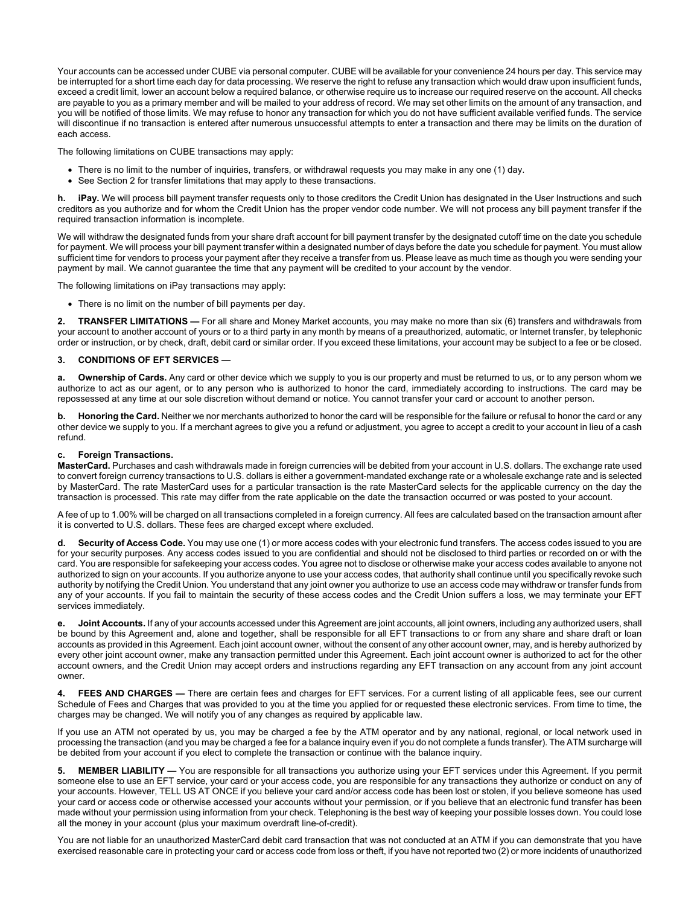Your accounts can be accessed under CUBE via personal computer. CUBE will be available for your convenience 24 hours per day. This service may be interrupted for a short time each day for data processing. We reserve the right to refuse any transaction which would draw upon insufficient funds, exceed a credit limit, lower an account below a required balance, or otherwise require us to increase our required reserve on the account. All checks are payable to you as a primary member and will be mailed to your address of record. We may set other limits on the amount of any transaction, and you will be notified of those limits. We may refuse to honor any transaction for which you do not have sufficient available verified funds. The service will discontinue if no transaction is entered after numerous unsuccessful attempts to enter a transaction and there may be limits on the duration of each access.

The following limitations on CUBE transactions may apply:

- There is no limit to the number of inquiries, transfers, or withdrawal requests you may make in any one (1) day.
- See Section 2 for transfer limitations that may apply to these transactions.

**h. iPay.** We will process bill payment transfer requests only to those creditors the Credit Union has designated in the User Instructions and such creditors as you authorize and for whom the Credit Union has the proper vendor code number. We will not process any bill payment transfer if the required transaction information is incomplete.

We will withdraw the designated funds from your share draft account for bill payment transfer by the designated cutoff time on the date you schedule for payment. We will process your bill payment transfer within a designated number of days before the date you schedule for payment. You must allow sufficient time for vendors to process your payment after they receive a transfer from us. Please leave as much time as though you were sending your payment by mail. We cannot guarantee the time that any payment will be credited to your account by the vendor.

The following limitations on iPay transactions may apply:

- There is no limit on the number of bill payments per day.

**2. TRANSFER LIMITATIONS —** For all share and Money Market accounts, you may make no more than six (6) transfers and withdrawals from your account to another account of yours or to a third party in any month by means of a preauthorized, automatic, or Internet transfer, by telephonic order or instruction, or by check, draft, debit card or similar order. If you exceed these limitations, your account may be subject to a fee or be closed.

**3. CONDITIONS OF EFT SERVICES —**

**a. Ownership of Cards.** Any card or other device which we supply to you is our property and must be returned to us, or to any person whom we authorize to act as our agent, or to any person who is authorized to honor the card, immediately according to instructions. The card may be repossessed at any time at our sole discretion without demand or notice. You cannot transfer your card or account to another person.

**b. Honoring the Card.** Neither we nor merchants authorized to honor the card will be responsible for the failure or refusal to honor the card or any other device we supply to you. If a merchant agrees to give you a refund or adjustment, you agree to accept a credit to your account in lieu of a cash refund.

**c. Foreign Transactions.**
**MasterCard.** Purchases and cash withdrawals made in foreign currencies will be debited from your account in U.S. dollars. The exchange rate used to convert foreign currency transactions to U.S. dollars is either a government-mandated exchange rate or a wholesale exchange rate and is selected by MasterCard. The rate MasterCard uses for a particular transaction is the rate MasterCard selects for the applicable currency on the day the transaction is processed. This rate may differ from the rate applicable on the date the transaction occurred or was posted to your account.

A fee of up to 1.00% will be charged on all transactions completed in a foreign currency. All fees are calculated based on the transaction amount after it is converted to U.S. dollars. These fees are charged except where excluded.

**d. Security of Access Code.** You may use one (1) or more access codes with your electronic fund transfers. The access codes issued to you are for your security purposes. Any access codes issued to you are confidential and should not be disclosed to third parties or recorded on or with the card. You are responsible for safekeeping your access codes. You agree not to disclose or otherwise make your access codes available to anyone not authorized to sign on your accounts. If you authorize anyone to use your access codes, that authority shall continue until you specifically revoke such authority by notifying the Credit Union. You understand that any joint owner you authorize to use an access code may withdraw or transfer funds from any of your accounts. If you fail to maintain the security of these access codes and the Credit Union suffers a loss, we may terminate your EFT services immediately.

**e. Joint Accounts.** If any of your accounts accessed under this Agreement are joint accounts, all joint owners, including any authorized users, shall be bound by this Agreement and, alone and together, shall be responsible for all EFT transactions to or from any share and share draft or loan accounts as provided in this Agreement. Each joint account owner, without the consent of any other account owner, may, and is hereby authorized by every other joint account owner, make any transaction permitted under this Agreement. Each joint account owner is authorized to act for the other account owners, and the Credit Union may accept orders and instructions regarding any EFT transaction on any account from any joint account owner.

**4. FEES AND CHARGES —** There are certain fees and charges for EFT services. For a current listing of all applicable fees, see our current Schedule of Fees and Charges that was provided to you at the time you applied for or requested these electronic services. From time to time, the charges may be changed. We will notify you of any changes as required by applicable law.

If you use an ATM not operated by us, you may be charged a fee by the ATM operator and by any national, regional, or local network used in processing the transaction (and you may be charged a fee for a balance inquiry even if you do not complete a funds transfer). The ATM surcharge will be debited from your account if you elect to complete the transaction or continue with the balance inquiry.

**5. MEMBER LIABILITY —** You are responsible for all transactions you authorize using your EFT services under this Agreement. If you permit someone else to use an EFT service, your card or your access code, you are responsible for any transactions they authorize or conduct on any of your accounts. However, TELL US AT ONCE if you believe your card and/or access code has been lost or stolen, if you believe someone has used your card or access code or otherwise accessed your accounts without your permission, or if you believe that an electronic fund transfer has been made without your permission using information from your check. Telephoning is the best way of keeping your possible losses down. You could lose all the money in your account (plus your maximum overdraft line-of-credit).

You are not liable for an unauthorized MasterCard debit card transaction that was not conducted at an ATM if you can demonstrate that you have exercised reasonable care in protecting your card or access code from loss or theft, if you have not reported two (2) or more incidents of unauthorized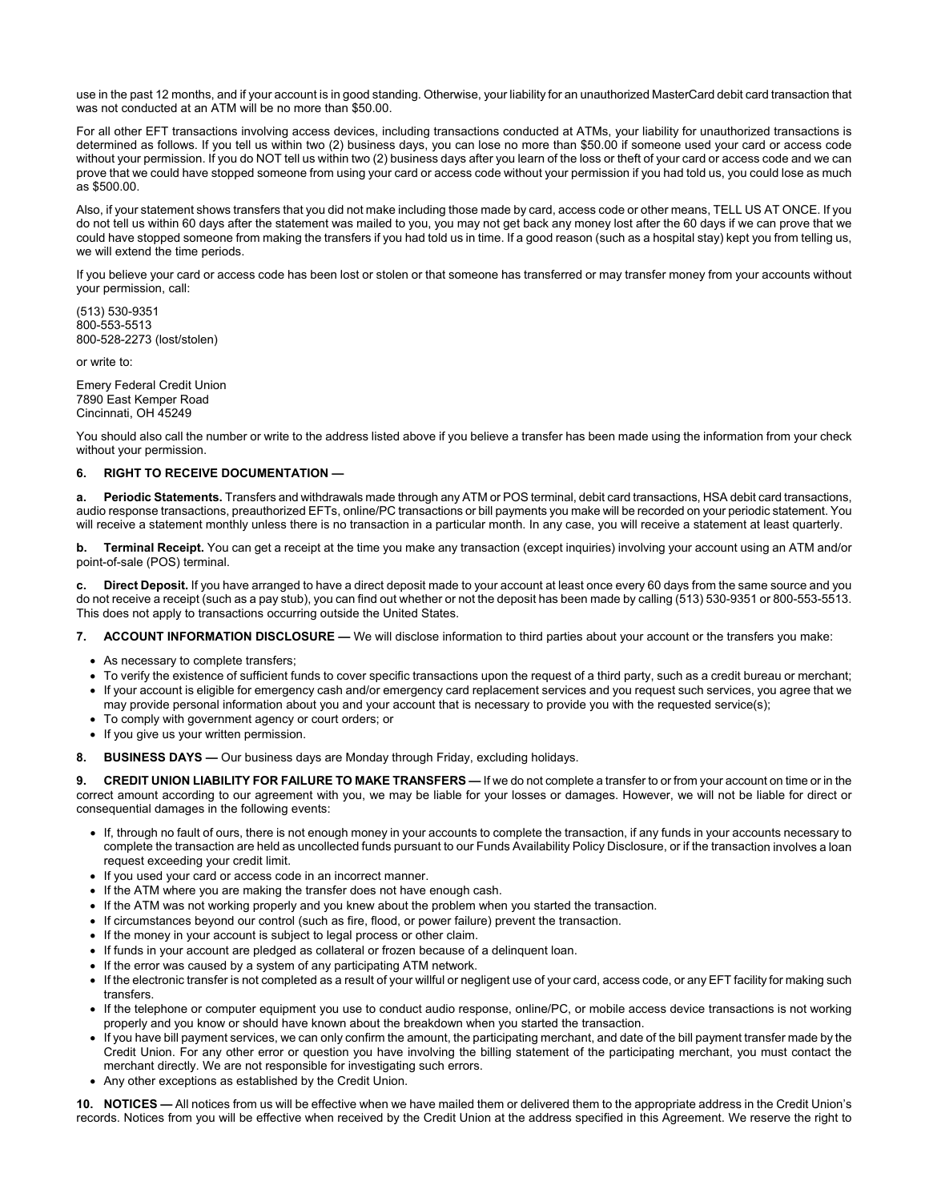use in the past 12 months, and if your account is in good standing. Otherwise, your liability for an unauthorized MasterCard debit card transaction that was not conducted at an ATM will be no more than $50.00.

For all other EFT transactions involving access devices, including transactions conducted at ATMs, your liability for unauthorized transactions is determined as follows. If you tell us within two (2) business days, you can lose no more than $50.00 if someone used your card or access code without your permission. If you do NOT tell us within two (2) business days after you learn of the loss or theft of your card or access code and we can prove that we could have stopped someone from using your card or access code without your permission if you had told us, you could lose as much as $500.00.

Also, if your statement shows transfers that you did not make including those made by card, access code or other means, TELL US AT ONCE. If you do not tell us within 60 days after the statement was mailed to you, you may not get back any money lost after the 60 days if we can prove that we could have stopped someone from making the transfers if you had told us in time. If a good reason (such as a hospital stay) kept you from telling us, we will extend the time periods.

If you believe your card or access code has been lost or stolen or that someone has transferred or may transfer money from your accounts without your permission, call:

(513) 530-9351
800-553-5513
800-528-2273 (lost/stolen)

or write to:

Emery Federal Credit Union
7890 East Kemper Road
Cincinnati, OH 45249

You should also call the number or write to the address listed above if you believe a transfer has been made using the information from your check without your permission.

**6. RIGHT TO RECEIVE DOCUMENTATION —**

**a. Periodic Statements.** Transfers and withdrawals made through any ATM or POS terminal, debit card transactions, HSA debit card transactions, audio response transactions, preauthorized EFTs, online/PC transactions or bill payments you make will be recorded on your periodic statement. You will receive a statement monthly unless there is no transaction in a particular month. In any case, you will receive a statement at least quarterly.

**b. Terminal Receipt.** You can get a receipt at the time you make any transaction (except inquiries) involving your account using an ATM and/or point-of-sale (POS) terminal.

**c. Direct Deposit.** If you have arranged to have a direct deposit made to your account at least once every 60 days from the same source and you do not receive a receipt (such as a pay stub), you can find out whether or not the deposit has been made by calling (513) 530-9351 or 800-553-5513. This does not apply to transactions occurring outside the United States.

**7. ACCOUNT INFORMATION DISCLOSURE —** We will disclose information to third parties about your account or the transfers you make:

- As necessary to complete transfers;
- To verify the existence of sufficient funds to cover specific transactions upon the request of a third party, such as a credit bureau or merchant;
- If your account is eligible for emergency cash and/or emergency card replacement services and you request such services, you agree that we may provide personal information about you and your account that is necessary to provide you with the requested service(s);
- To comply with government agency or court orders; or
- If you give us your written permission.

**8. BUSINESS DAYS —** Our business days are Monday through Friday, excluding holidays.

**9. CREDIT UNION LIABILITY FOR FAILURE TO MAKE TRANSFERS —** If we do not complete a transfer to or from your account on time or in the correct amount according to our agreement with you, we may be liable for your losses or damages. However, we will not be liable for direct or consequential damages in the following events:

- If, through no fault of ours, there is not enough money in your accounts to complete the transaction, if any funds in your accounts necessary to complete the transaction are held as uncollected funds pursuant to our Funds Availability Policy Disclosure, or if the transaction involves a loan request exceeding your credit limit.
- If you used your card or access code in an incorrect manner.
- If the ATM where you are making the transfer does not have enough cash.
- If the ATM was not working properly and you knew about the problem when you started the transaction.
- If circumstances beyond our control (such as fire, flood, or power failure) prevent the transaction.
- If the money in your account is subject to legal process or other claim.
- If funds in your account are pledged as collateral or frozen because of a delinquent loan.
- If the error was caused by a system of any participating ATM network.
- If the electronic transfer is not completed as a result of your willful or negligent use of your card, access code, or any EFT facility for making such transfers.
- If the telephone or computer equipment you use to conduct audio response, online/PC, or mobile access device transactions is not working properly and you know or should have known about the breakdown when you started the transaction.
- If you have bill payment services, we can only confirm the amount, the participating merchant, and date of the bill payment transfer made by the Credit Union. For any other error or question you have involving the billing statement of the participating merchant, you must contact the merchant directly. We are not responsible for investigating such errors.
- Any other exceptions as established by the Credit Union.

**10. NOTICES —** All notices from us will be effective when we have mailed them or delivered them to the appropriate address in the Credit Union's records. Notices from you will be effective when received by the Credit Union at the address specified in this Agreement. We reserve the right to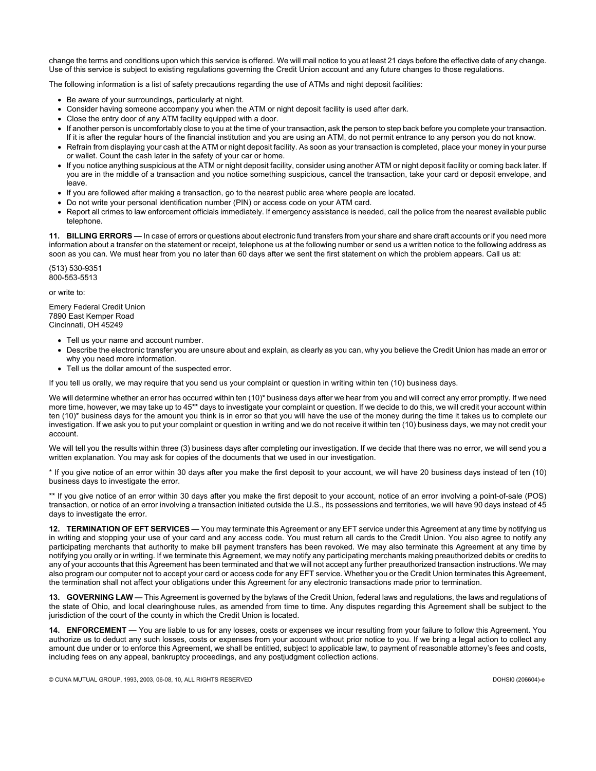change the terms and conditions upon which this service is offered. We will mail notice to you at least 21 days before the effective date of any change. Use of this service is subject to existing regulations governing the Credit Union account and any future changes to those regulations.

The following information is a list of safety precautions regarding the use of ATMs and night deposit facilities:

- Be aware of your surroundings, particularly at night.
- Consider having someone accompany you when the ATM or night deposit facility is used after dark.
- Close the entry door of any ATM facility equipped with a door.
- If another person is uncomfortably close to you at the time of your transaction, ask the person to step back before you complete your transaction. If it is after the regular hours of the financial institution and you are using an ATM, do not permit entrance to any person you do not know.
- Refrain from displaying your cash at the ATM or night deposit facility. As soon as your transaction is completed, place your money in your purse or wallet. Count the cash later in the safety of your car or home.
- If you notice anything suspicious at the ATM or night deposit facility, consider using another ATM or night deposit facility or coming back later. If you are in the middle of a transaction and you notice something suspicious, cancel the transaction, take your card or deposit envelope, and leave.
- If you are followed after making a transaction, go to the nearest public area where people are located.
- Do not write your personal identification number (PIN) or access code on your ATM card.
- Report all crimes to law enforcement officials immediately. If emergency assistance is needed, call the police from the nearest available public telephone.

**11. BILLING ERRORS —** In case of errors or questions about electronic fund transfers from your share and share draft accounts or if you need more information about a transfer on the statement or receipt, telephone us at the following number or send us a written notice to the following address as soon as you can. We must hear from you no later than 60 days after we sent the first statement on which the problem appears. Call us at:

(513) 530-9351
800-553-5513

or write to:

Emery Federal Credit Union
7890 East Kemper Road
Cincinnati, OH 45249

- Tell us your name and account number.
- Describe the electronic transfer you are unsure about and explain, as clearly as you can, why you believe the Credit Union has made an error or why you need more information.
- Tell us the dollar amount of the suspected error.

If you tell us orally, we may require that you send us your complaint or question in writing within ten (10) business days.

We will determine whether an error has occurred within ten (10)* business days after we hear from you and will correct any error promptly. If we need more time, however, we may take up to 45** days to investigate your complaint or question. If we decide to do this, we will credit your account within ten (10)* business days for the amount you think is in error so that you will have the use of the money during the time it takes us to complete our investigation. If we ask you to put your complaint or question in writing and we do not receive it within ten (10) business days, we may not credit your account.

We will tell you the results within three (3) business days after completing our investigation. If we decide that there was no error, we will send you a written explanation. You may ask for copies of the documents that we used in our investigation.

\* If you give notice of an error within 30 days after you make the first deposit to your account, we will have 20 business days instead of ten (10) business days to investigate the error.

\*\* If you give notice of an error within 30 days after you make the first deposit to your account, notice of an error involving a point-of-sale (POS) transaction, or notice of an error involving a transaction initiated outside the U.S., its possessions and territories, we will have 90 days instead of 45 days to investigate the error.

**12. TERMINATION OF EFT SERVICES —** You may terminate this Agreement or any EFT service under this Agreement at any time by notifying us in writing and stopping your use of your card and any access code. You must return all cards to the Credit Union. You also agree to notify any participating merchants that authority to make bill payment transfers has been revoked. We may also terminate this Agreement at any time by notifying you orally or in writing. If we terminate this Agreement, we may notify any participating merchants making preauthorized debits or credits to any of your accounts that this Agreement has been terminated and that we will not accept any further preauthorized transaction instructions. We may also program our computer not to accept your card or access code for any EFT service. Whether you or the Credit Union terminates this Agreement, the termination shall not affect your obligations under this Agreement for any electronic transactions made prior to termination.

**13. GOVERNING LAW —** This Agreement is governed by the bylaws of the Credit Union, federal laws and regulations, the laws and regulations of the state of Ohio, and local clearinghouse rules, as amended from time to time. Any disputes regarding this Agreement shall be subject to the jurisdiction of the court of the county in which the Credit Union is located.

**14. ENFORCEMENT —** You are liable to us for any losses, costs or expenses we incur resulting from your failure to follow this Agreement. You authorize us to deduct any such losses, costs or expenses from your account without prior notice to you. If we bring a legal action to collect any amount due under or to enforce this Agreement, we shall be entitled, subject to applicable law, to payment of reasonable attorney's fees and costs, including fees on any appeal, bankruptcy proceedings, and any postjudgment collection actions.

© CUNA MUTUAL GROUP, 1993, 2003, 06-08, 10, ALL RIGHTS RESERVED DOHSI0 (206604)-e